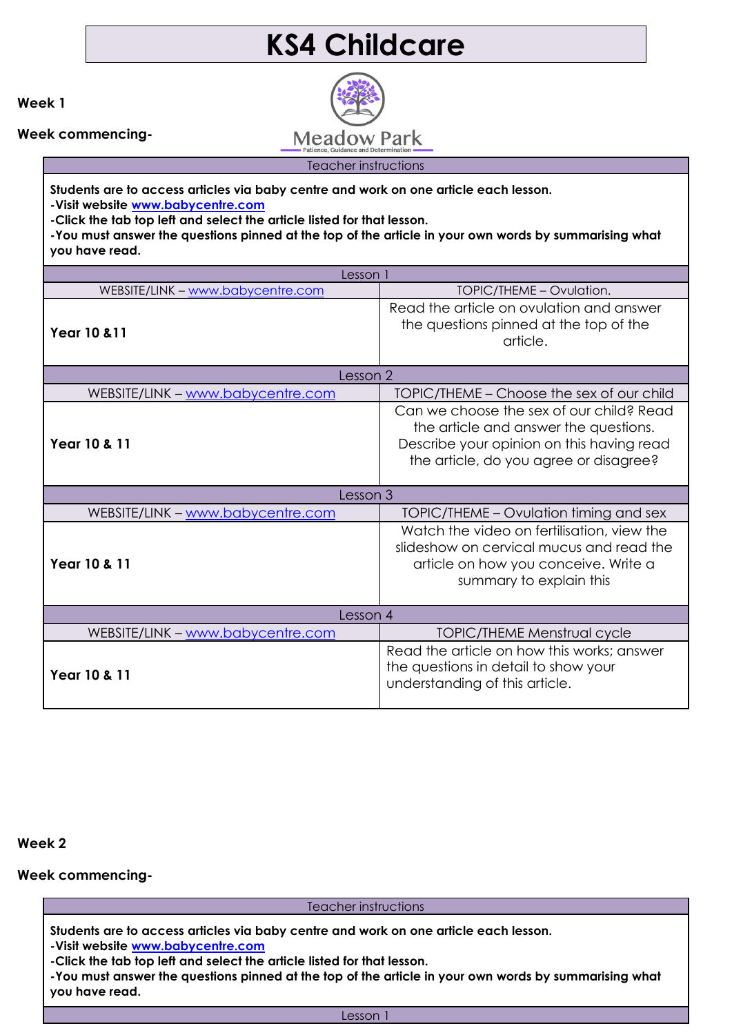# KS4 Childcare

**Week 1**

**Week commencing-**

Meadow Park
Patience, Guidance and Determination

| Teacher instructions | |
|---|---|
| **Students are to access articles via baby centre and work on one article each lesson.**<br>**-Visit website www.babycentre.com**<br>**-Click the tab top left and select the article listed for that lesson.**<br>**-You must answer the questions pinned at the top of the article in your own words by summarising what you have read.** | |
| Lesson 1 | |
| WEBSITE/LINK – www.babycentre.com | TOPIC/THEME – Ovulation. |
| **Year 10 &11** | Read the article on ovulation and answer the questions pinned at the top of the article. |
| Lesson 2 | |
| WEBSITE/LINK – www.babycentre.com | TOPIC/THEME – Choose the sex of our child |
| **Year 10 & 11** | Can we choose the sex of our child? Read the article and answer the questions. Describe your opinion on this having read the article, do you agree or disagree? |
| Lesson 3 | |
| WEBSITE/LINK – www.babycentre.com | TOPIC/THEME – Ovulation timing and sex |
| **Year 10 & 11** | Watch the video on fertilisation, view the slideshow on cervical mucus and read the article on how you conceive. Write a summary to explain this |
| Lesson 4 | |
| WEBSITE/LINK – www.babycentre.com | TOPIC/THEME Menstrual cycle |
| **Year 10 & 11** | Read the article on how this works; answer the questions in detail to show your understanding of this article. |

**Week 2**

**Week commencing-**

| Teacher instructions |
|---|
| **Students are to access articles via baby centre and work on one article each lesson.**<br>**-Visit website www.babycentre.com**<br>**-Click the tab top left and select the article listed for that lesson.**<br>**-You must answer the questions pinned at the top of the article in your own words by summarising what you have read.** |
| Lesson 1 |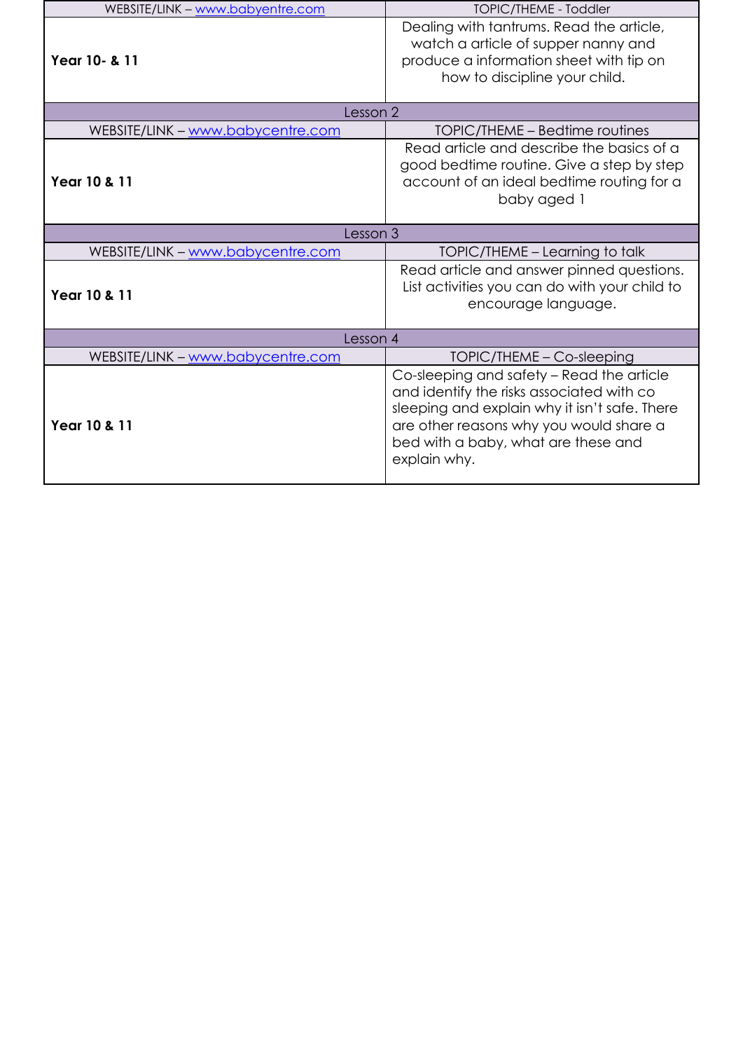| WEBSITE/LINK – www.babyentre.com | TOPIC/THEME - Toddler |
|---|---|
| **Year 10- & 11** | Dealing with tantrums. Read the article, watch a article of supper nanny and produce a information sheet with tip on how to discipline your child. |
| Lesson 2 | |
| WEBSITE/LINK – www.babycentre.com | TOPIC/THEME – Bedtime routines |
| **Year 10 & 11** | Read article and describe the basics of a good bedtime routine. Give a step by step account of an ideal bedtime routing for a baby aged 1 |
| Lesson 3 | |
| WEBSITE/LINK – www.babycentre.com | TOPIC/THEME – Learning to talk |
| **Year 10 & 11** | Read article and answer pinned questions. List activities you can do with your child to encourage language. |
| Lesson 4 | |
| WEBSITE/LINK – www.babycentre.com | TOPIC/THEME – Co-sleeping |
| **Year 10 & 11** | Co-sleeping and safety – Read the article and identify the risks associated with co sleeping and explain why it isn't safe. There are other reasons why you would share a bed with a baby, what are these and explain why. |